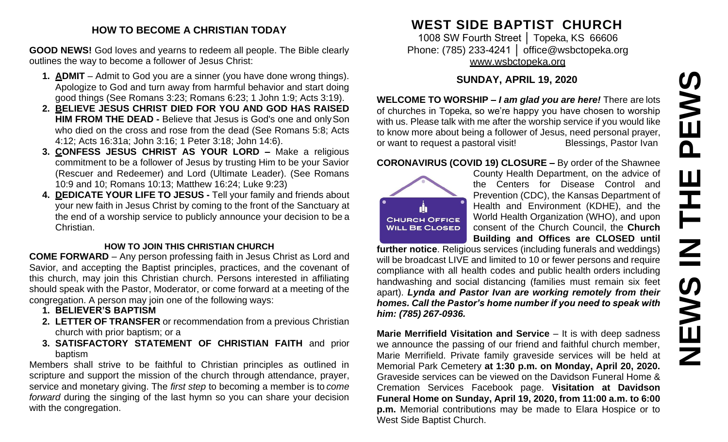## HOW TO BECOME A CHRISTIAN TODAY

**GOOD NEWS!** God loves and yearns to redeem all people. The Bible clearly outlines the way to become a follower of Jesus Christ:

1. **ADMIT** – Admit to God you are a sinner (you have done wrong things). Apologize to God and turn away from harmful behavior and start doing good things (See Romans 3:23; Romans 6:23; 1 John 1:9; Acts 3:19).
2. **BELIEVE JESUS CHRIST DIED FOR YOU AND GOD HAS RAISED HIM FROM THE DEAD -** Believe that Jesus is God's one and only Son who died on the cross and rose from the dead (See Romans 5:8; Acts 4:12; Acts 16:31a; John 3:16; 1 Peter 3:18; John 14:6).
3. **CONFESS JESUS CHRIST AS YOUR LORD –** Make a religious commitment to be a follower of Jesus by trusting Him to be your Savior (Rescuer and Redeemer) and Lord (Ultimate Leader). (See Romans 10:9 and 10; Romans 10:13; Matthew 16:24; Luke 9:23)
4. **DEDICATE YOUR LIFE TO JESUS -** Tell your family and friends about your new faith in Jesus Christ by coming to the front of the Sanctuary at the end of a worship service to publicly announce your decision to be a Christian.

### HOW TO JOIN THIS CHRISTIAN CHURCH

**COME FORWARD** – Any person professing faith in Jesus Christ as Lord and Savior, and accepting the Baptist principles, practices, and the covenant of this church, may join this Christian church. Persons interested in affiliating should speak with the Pastor, Moderator, or come forward at a meeting of the congregation. A person may join one of the following ways:

1. **BELIEVER'S BAPTISM**
2. **LETTER OF TRANSFER** or recommendation from a previous Christian church with prior baptism; or a
3. **SATISFACTORY STATEMENT OF CHRISTIAN FAITH** and prior baptism

Members shall strive to be faithful to Christian principles as outlined in scripture and support the mission of the church through attendance, prayer, service and monetary giving. The *first step* to becoming a member is to *come forward* during the singing of the last hymn so you can share your decision with the congregation.

# WEST SIDE BAPTIST CHURCH

1008 SW Fourth Street │ Topeka, KS 66606
Phone: (785) 233-4241 │ office@wsbctopeka.org
www.wsbctopeka.org

## SUNDAY, APRIL 19, 2020

**WELCOME TO WORSHIP –** ***I am glad you are here!*** There are lots of churches in Topeka, so we're happy you have chosen to worship with us. Please talk with me after the worship service if you would like to know more about being a follower of Jesus, need personal prayer, or want to request a pastoral visit! Blessings, Pastor Ivan

**CORONAVIRUS (COVID 19) CLOSURE –** By order of the Shawnee County Health Department, on the advice of the Centers for Disease Control and Prevention (CDC), the Kansas Department of Health and Environment (KDHE), and the World Health Organization (WHO), and upon consent of the Church Council, the **Church Building and Offices are CLOSED until further notice**. Religious services (including funerals and weddings) will be broadcast LIVE and limited to 10 or fewer persons and require compliance with all health codes and public health orders including handwashing and social distancing (families must remain six feet apart). ***Lynda and Pastor Ivan are working remotely from their homes. Call the Pastor's home number if you need to speak with him: (785) 267-0936.***

**Marie Merrifield Visitation and Service** – It is with deep sadness we announce the passing of our friend and faithful church member, Marie Merrifield. Private family graveside services will be held at Memorial Park Cemetery **at 1:30 p.m. on Monday, April 20, 2020.** Graveside services can be viewed on the Davidson Funeral Home & Cremation Services Facebook page. **Visitation at Davidson Funeral Home on Sunday, April 19, 2020, from 11:00 a.m. to 6:00 p.m.** Memorial contributions may be made to Elara Hospice or to West Side Baptist Church.

# NEWS IN THE PEWS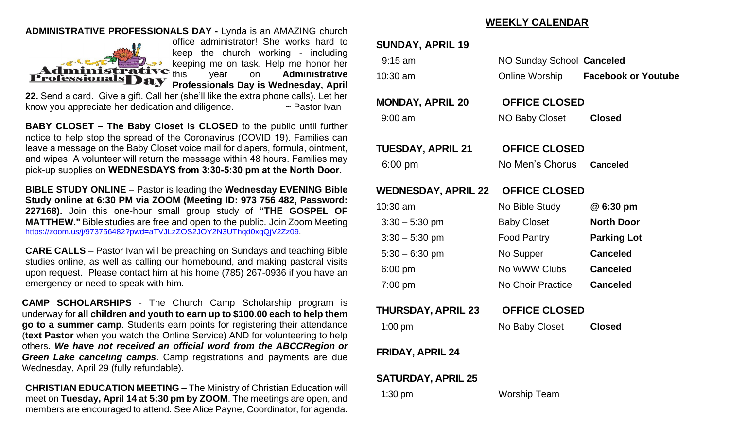**ADMINISTRATIVE PROFESSIONALS DAY -** Lynda is an AMAZING church office administrator! She works hard to keep the church working - including keeping me on task. Help me honor her this year on **Administrative Professionals Day is Wednesday, April 22.** Send a card. Give a gift. Call her (she'll like the extra phone calls). Let her know you appreciate her dedication and diligence. ~ Pastor Ivan

**BABY CLOSET – The Baby Closet is CLOSED** to the public until further notice to help stop the spread of the Coronavirus (COVID 19). Families can leave a message on the Baby Closet voice mail for diapers, formula, ointment, and wipes. A volunteer will return the message within 48 hours. Families may pick-up supplies on **WEDNESDAYS from 3:30-5:30 pm at the North Door.**

**BIBLE STUDY ONLINE** – Pastor is leading the **Wednesday EVENING Bible Study online at 6:30 PM via ZOOM (Meeting ID: 973 756 482, Password: 227168).** Join this one-hour small group study of **"THE GOSPEL OF MATTHEW."** Bible studies are free and open to the public. Join Zoom Meeting https://zoom.us/j/973756482?pwd=aTVJLzZOS2JOY2N3UThqd0xqQjV2Zz09.

**CARE CALLS** – Pastor Ivan will be preaching on Sundays and teaching Bible studies online, as well as calling our homebound, and making pastoral visits upon request. Please contact him at his home (785) 267-0936 if you have an emergency or need to speak with him.

**CAMP SCHOLARSHIPS** - The Church Camp Scholarship program is underway for **all children and youth to earn up to $100.00 each to help them go to a summer camp**. Students earn points for registering their attendance (**text Pastor** when you watch the Online Service) AND for volunteering to help others. ***We have not received an official word from the ABCCRegion or Green Lake canceling camps***. Camp registrations and payments are due Wednesday, April 29 (fully refundable).

**CHRISTIAN EDUCATION MEETING –** The Ministry of Christian Education will meet on **Tuesday, April 14 at 5:30 pm by ZOOM**. The meetings are open, and members are encouraged to attend. See Alice Payne, Coordinator, for agenda.

## WEEKLY CALENDAR

| | | |
|---|---|---|
| **SUNDAY, APRIL 19** | | |
| 9:15 am | NO Sunday School | **Canceled** |
| 10:30 am | Online Worship | **Facebook or Youtube** |
| **MONDAY, APRIL 20** | **OFFICE CLOSED** | |
| 9:00 am | NO Baby Closet | **Closed** |
| **TUESDAY, APRIL 21** | **OFFICE CLOSED** | |
| 6:00 pm | No Men's Chorus | **Canceled** |
| **WEDNESDAY, APRIL 22** | **OFFICE CLOSED** | |
| 10:30 am | No Bible Study | **@ 6:30 pm** |
| 3:30 – 5:30 pm | Baby Closet | **North Door** |
| 3:30 – 5:30 pm | Food Pantry | **Parking Lot** |
| 5:30 – 6:30 pm | No Supper | **Canceled** |
| 6:00 pm | No WWW Clubs | **Canceled** |
| 7:00 pm | No Choir Practice | **Canceled** |
| **THURSDAY, APRIL 23** | **OFFICE CLOSED** | |
| 1:00 pm | No Baby Closet | **Closed** |
| **FRIDAY, APRIL 24** | | |
| **SATURDAY, APRIL 25** | | |
| 1:30 pm | Worship Team | |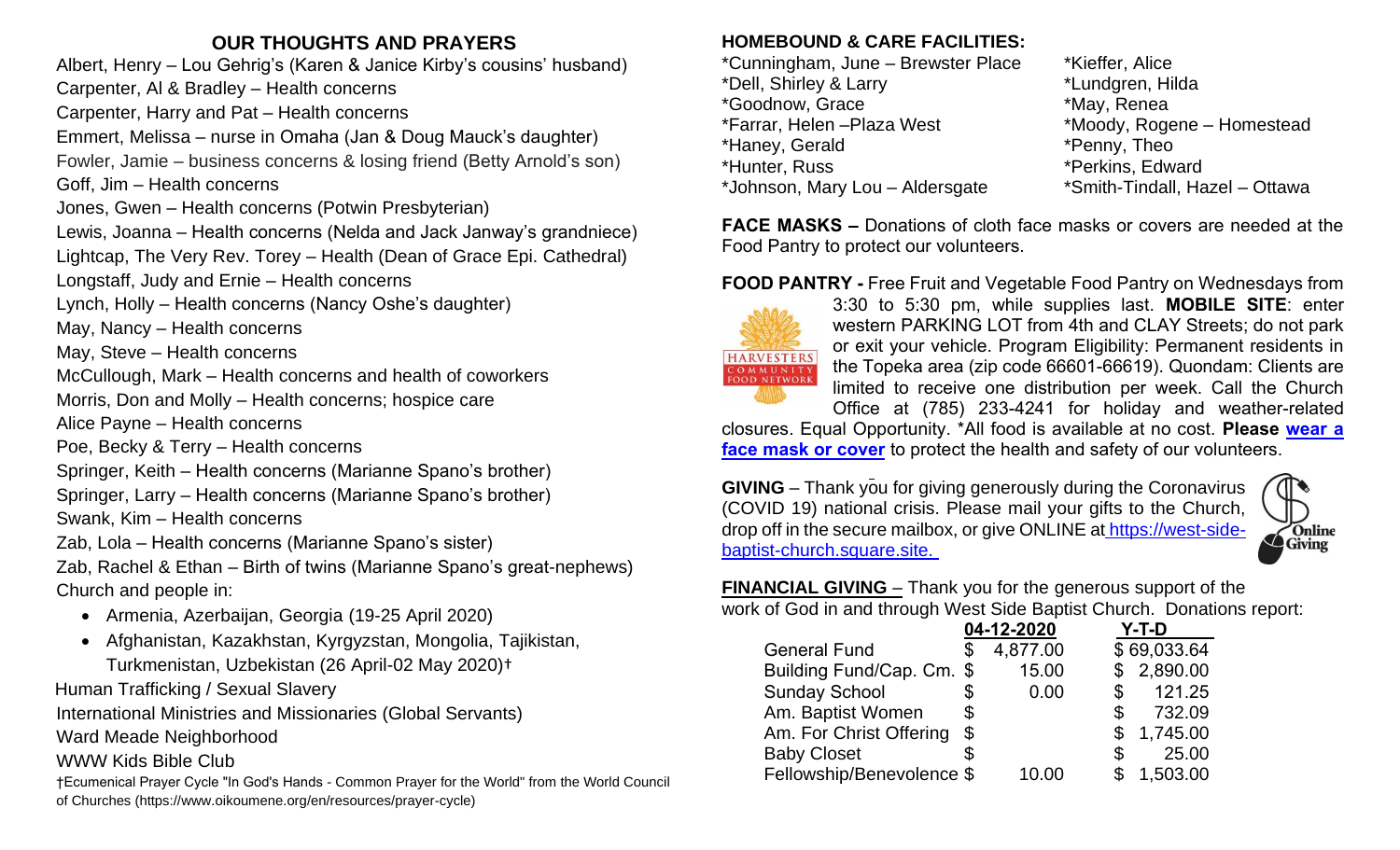## OUR THOUGHTS AND PRAYERS

Albert, Henry – Lou Gehrig's (Karen & Janice Kirby's cousins' husband)
Carpenter, Al & Bradley – Health concerns
Carpenter, Harry and Pat – Health concerns
Emmert, Melissa – nurse in Omaha (Jan & Doug Mauck's daughter)
Fowler, Jamie – business concerns & losing friend (Betty Arnold's son)
Goff, Jim – Health concerns
Jones, Gwen – Health concerns (Potwin Presbyterian)
Lewis, Joanna – Health concerns (Nelda and Jack Janway's grandniece)
Lightcap, The Very Rev. Torey – Health (Dean of Grace Epi. Cathedral)
Longstaff, Judy and Ernie – Health concerns
Lynch, Holly – Health concerns (Nancy Oshe's daughter)
May, Nancy – Health concerns
May, Steve – Health concerns
McCullough, Mark – Health concerns and health of coworkers
Morris, Don and Molly – Health concerns; hospice care
Alice Payne – Health concerns
Poe, Becky & Terry – Health concerns
Springer, Keith – Health concerns (Marianne Spano's brother)
Springer, Larry – Health concerns (Marianne Spano's brother)
Swank, Kim – Health concerns
Zab, Lola – Health concerns (Marianne Spano's sister)
Zab, Rachel & Ethan – Birth of twins (Marianne Spano's great-nephews)
Church and people in:

- Armenia, Azerbaijan, Georgia (19-25 April 2020)
- Afghanistan, Kazakhstan, Kyrgyzstan, Mongolia, Tajikistan, Turkmenistan, Uzbekistan (26 April-02 May 2020)†

Human Trafficking / Sexual Slavery
International Ministries and Missionaries (Global Servants)
Ward Meade Neighborhood
WWW Kids Bible Club

†Ecumenical Prayer Cycle "In God's Hands - Common Prayer for the World" from the World Council of Churches (https://www.oikoumene.org/en/resources/prayer-cycle)

**HOMEBOUND & CARE FACILITIES:**

*Cunningham, June – Brewster Place
*Dell, Shirley & Larry
*Goodnow, Grace
*Farrar, Helen –Plaza West
*Haney, Gerald
*Hunter, Russ
*Johnson, Mary Lou – Aldersgate
*Kieffer, Alice
*Lundgren, Hilda
*May, Renea
*Moody, Rogene – Homestead
*Penny, Theo
*Perkins, Edward
*Smith-Tindall, Hazel – Ottawa

**FACE MASKS –** Donations of cloth face masks or covers are needed at the Food Pantry to protect our volunteers.

**FOOD PANTRY -** Free Fruit and Vegetable Food Pantry on Wednesdays from 3:30 to 5:30 pm, while supplies last. **MOBILE SITE**: enter western PARKING LOT from 4th and CLAY Streets; do not park or exit your vehicle. Program Eligibility: Permanent residents in the Topeka area (zip code 66601-66619). Quondam: Clients are limited to receive one distribution per week. Call the Church Office at (785) 233-4241 for holiday and weather-related closures. Equal Opportunity. *All food is available at no cost. **Please wear a face mask or cover** to protect the health and safety of our volunteers.

**GIVING** – Thank you for giving generously during the Coronavirus (COVID 19) national crisis. Please mail your gifts to the Church, drop off in the secure mailbox, or give ONLINE at https://west-side-baptist-church.square.site.

**FINANCIAL GIVING** – Thank you for the generous support of the work of God in and through West Side Baptist Church. Donations report:

| | 04-12-2020 | Y-T-D |
|---|---|---|
| General Fund | $ 4,877.00 | $ 69,033.64 |
| Building Fund/Cap. Cm. | $ 15.00 | $ 2,890.00 |
| Sunday School | $ 0.00 | $ 121.25 |
| Am. Baptist Women | $ | $ 732.09 |
| Am. For Christ Offering | $ | $ 1,745.00 |
| Baby Closet | $ | $ 25.00 |
| Fellowship/Benevolence | $ 10.00 | $ 1,503.00 |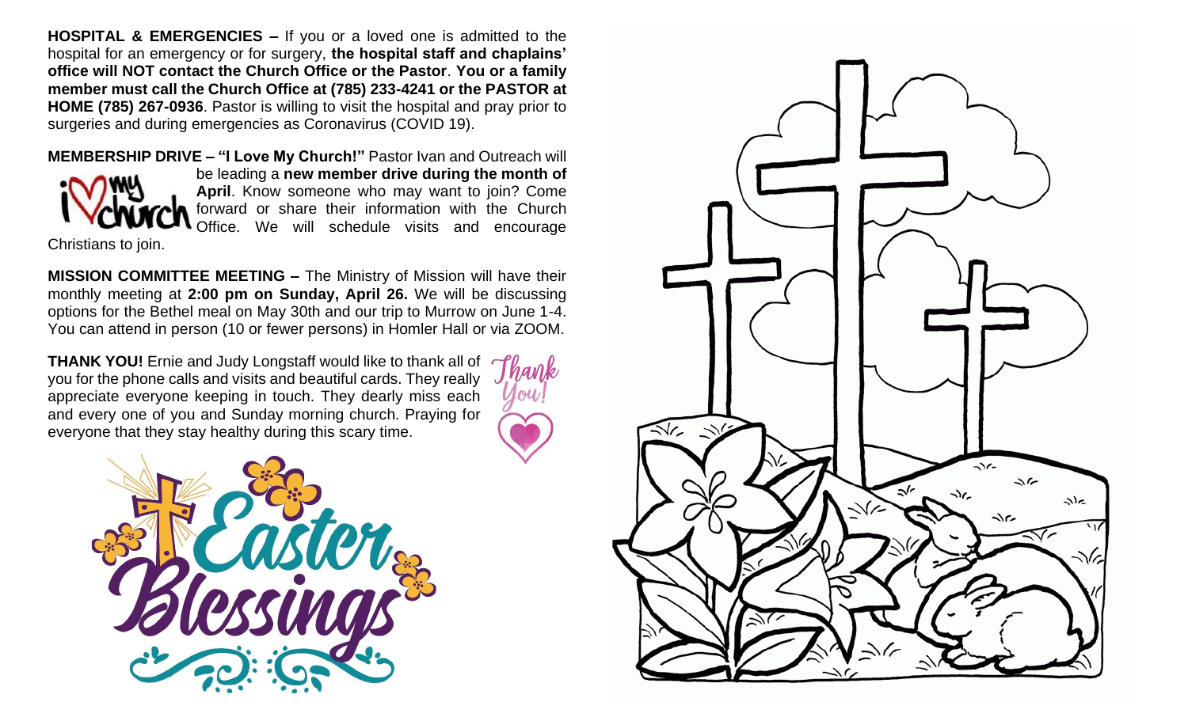**HOSPITAL & EMERGENCIES –** If you or a loved one is admitted to the hospital for an emergency or for surgery, **the hospital staff and chaplains' office will NOT contact the Church Office or the Pastor**. **You or a family member must call the Church Office at (785) 233-4241 or the PASTOR at HOME (785) 267-0936**. Pastor is willing to visit the hospital and pray prior to surgeries and during emergencies as Coronavirus (COVID 19).

**MEMBERSHIP DRIVE – "I Love My Church!"** Pastor Ivan and Outreach will be leading a **new member drive during the month of April**. Know someone who may want to join? Come forward or share their information with the Church Office. We will schedule visits and encourage Christians to join.

**MISSION COMMITTEE MEETING –** The Ministry of Mission will have their monthly meeting at **2:00 pm on Sunday, April 26.** We will be discussing options for the Bethel meal on May 30th and our trip to Murrow on June 1-4. You can attend in person (10 or fewer persons) in Homler Hall or via ZOOM.

**THANK YOU!** Ernie and Judy Longstaff would like to thank all of you for the phone calls and visits and beautiful cards. They really appreciate everyone keeping in touch. They dearly miss each and every one of you and Sunday morning church. Praying for everyone that they stay healthy during this scary time.

Easter Blessings